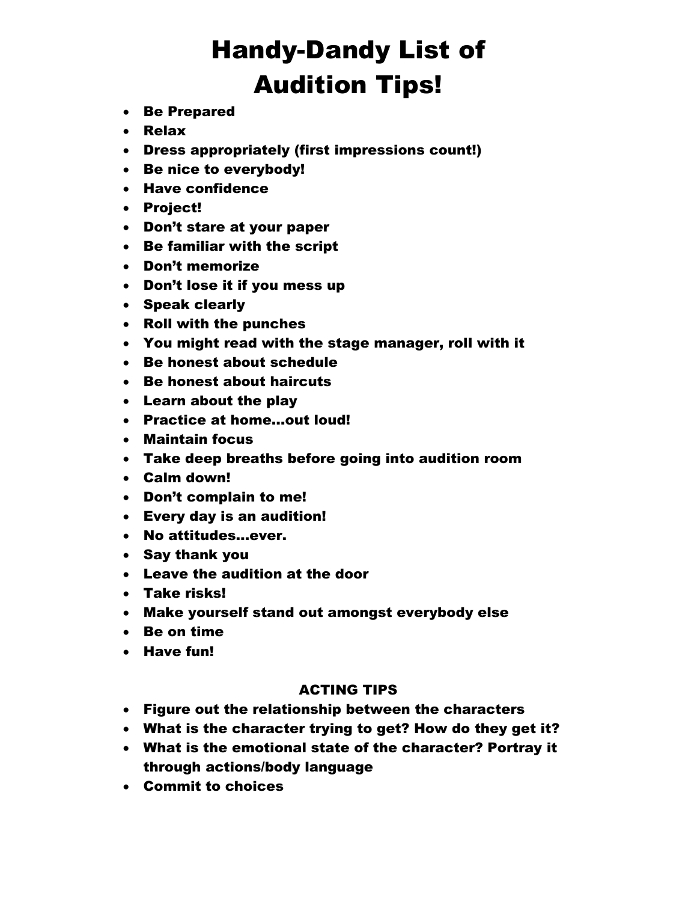# Handy-Dandy List of Audition Tips!

- Be Prepared
- Relax
- Dress appropriately (first impressions count!)
- Be nice to everybody!
- Have confidence
- Project!
- Don't stare at your paper
- Be familiar with the script
- Don't memorize
- Don't lose it if you mess up
- Speak clearly
- Roll with the punches
- You might read with the stage manager, roll with it
- Be honest about schedule
- Be honest about haircuts
- Learn about the play
- Practice at home…out loud!
- Maintain focus
- Take deep breaths before going into audition room
- Calm down!
- Don't complain to me!
- Every day is an audition!
- No attitudes…ever.
- Say thank you
- Leave the audition at the door
- Take risks!
- Make yourself stand out amongst everybody else
- Be on time
- Have fun!

## ACTING TIPS

- Figure out the relationship between the characters
- What is the character trying to get? How do they get it?
- What is the emotional state of the character? Portray it through actions/body language
- Commit to choices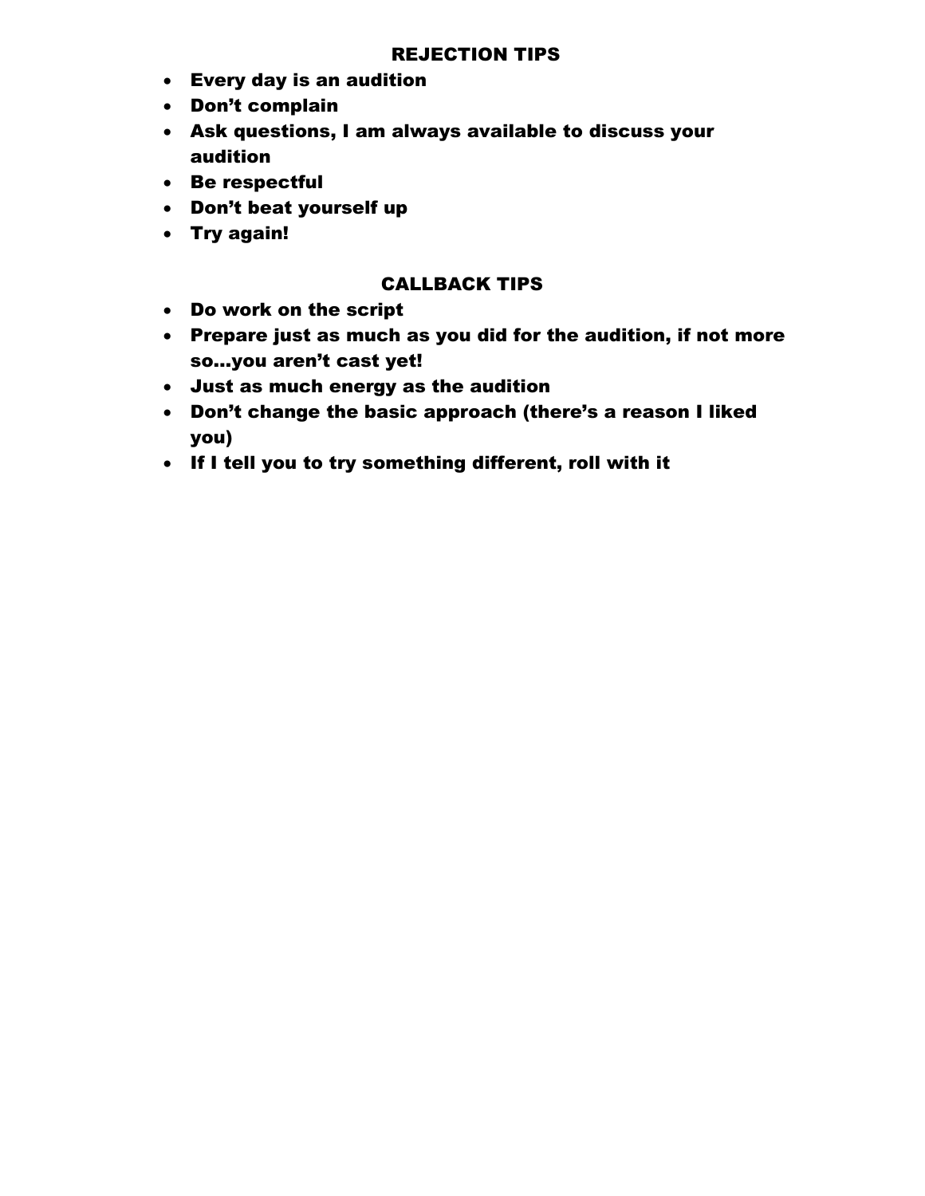## REJECTION TIPS

- Every day is an audition
- Don't complain
- Ask questions, I am always available to discuss your audition
- Be respectful
- Don't beat yourself up
- Try again!

## CALLBACK TIPS

- Do work on the script
- Prepare just as much as you did for the audition, if not more so…you aren't cast yet!
- Just as much energy as the audition
- Don't change the basic approach (there's a reason I liked you)
- If I tell you to try something different, roll with it